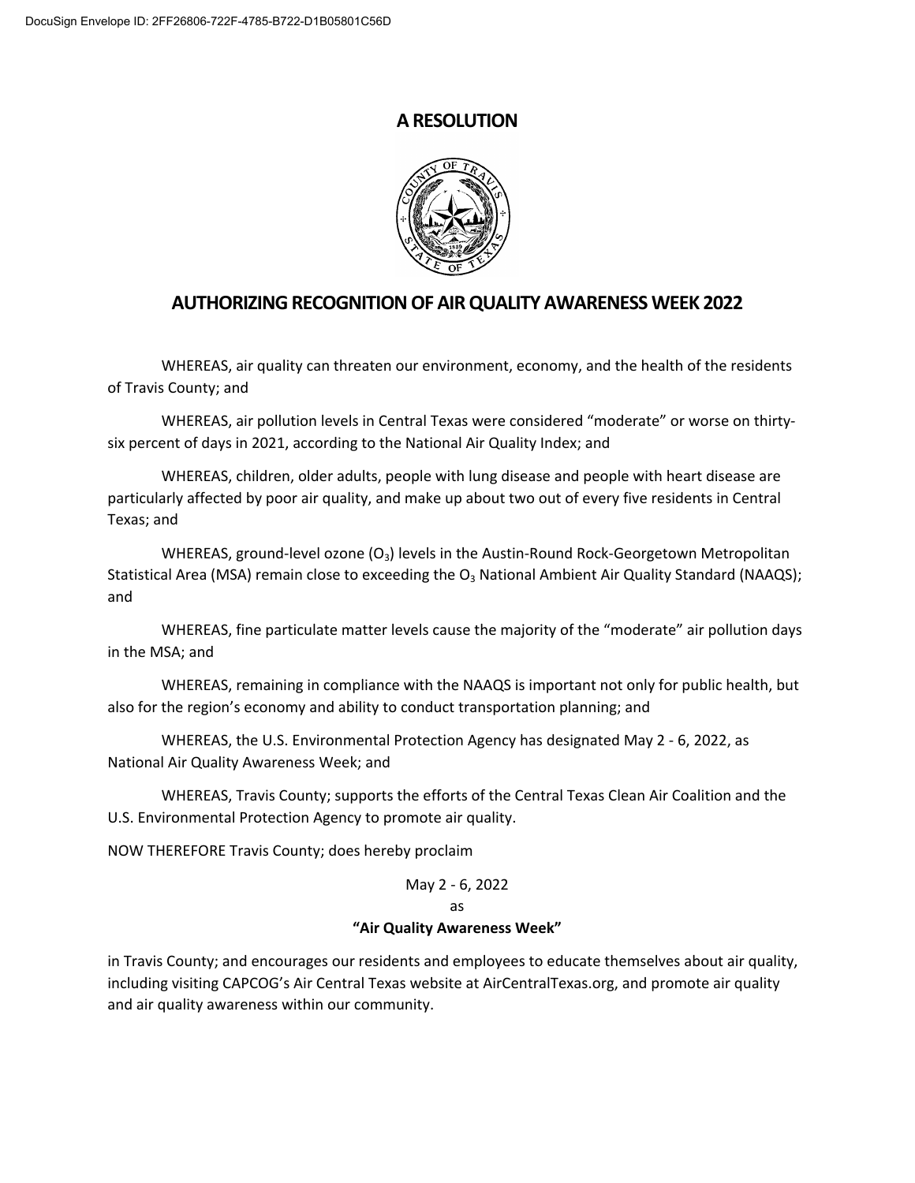# A RESOLUTION

## AUTHORIZING RECOGNITION OF AIR QUALITY AWARENESS WEEK 2022

WHEREAS, air quality can threaten our environment, economy, and the health of the residents of Travis County; and

WHEREAS, air pollution levels in Central Texas were considered "moderate" or worse on thirty-six percent of days in 2021, according to the National Air Quality Index; and

WHEREAS, children, older adults, people with lung disease and people with heart disease are particularly affected by poor air quality, and make up about two out of every five residents in Central Texas; and

WHEREAS, ground-level ozone ($O_3$) levels in the Austin-Round Rock-Georgetown Metropolitan Statistical Area (MSA) remain close to exceeding the $O_3$ National Ambient Air Quality Standard (NAAQS); and

WHEREAS, fine particulate matter levels cause the majority of the "moderate" air pollution days in the MSA; and

WHEREAS, remaining in compliance with the NAAQS is important not only for public health, but also for the region's economy and ability to conduct transportation planning; and

WHEREAS, the U.S. Environmental Protection Agency has designated May 2 - 6, 2022, as National Air Quality Awareness Week; and

WHEREAS, Travis County; supports the efforts of the Central Texas Clean Air Coalition and the U.S. Environmental Protection Agency to promote air quality.

NOW THEREFORE Travis County; does hereby proclaim

May 2 - 6, 2022

as

**"Air Quality Awareness Week"**

in Travis County; and encourages our residents and employees to educate themselves about air quality, including visiting CAPCOG's Air Central Texas website at AirCentralTexas.org, and promote air quality and air quality awareness within our community.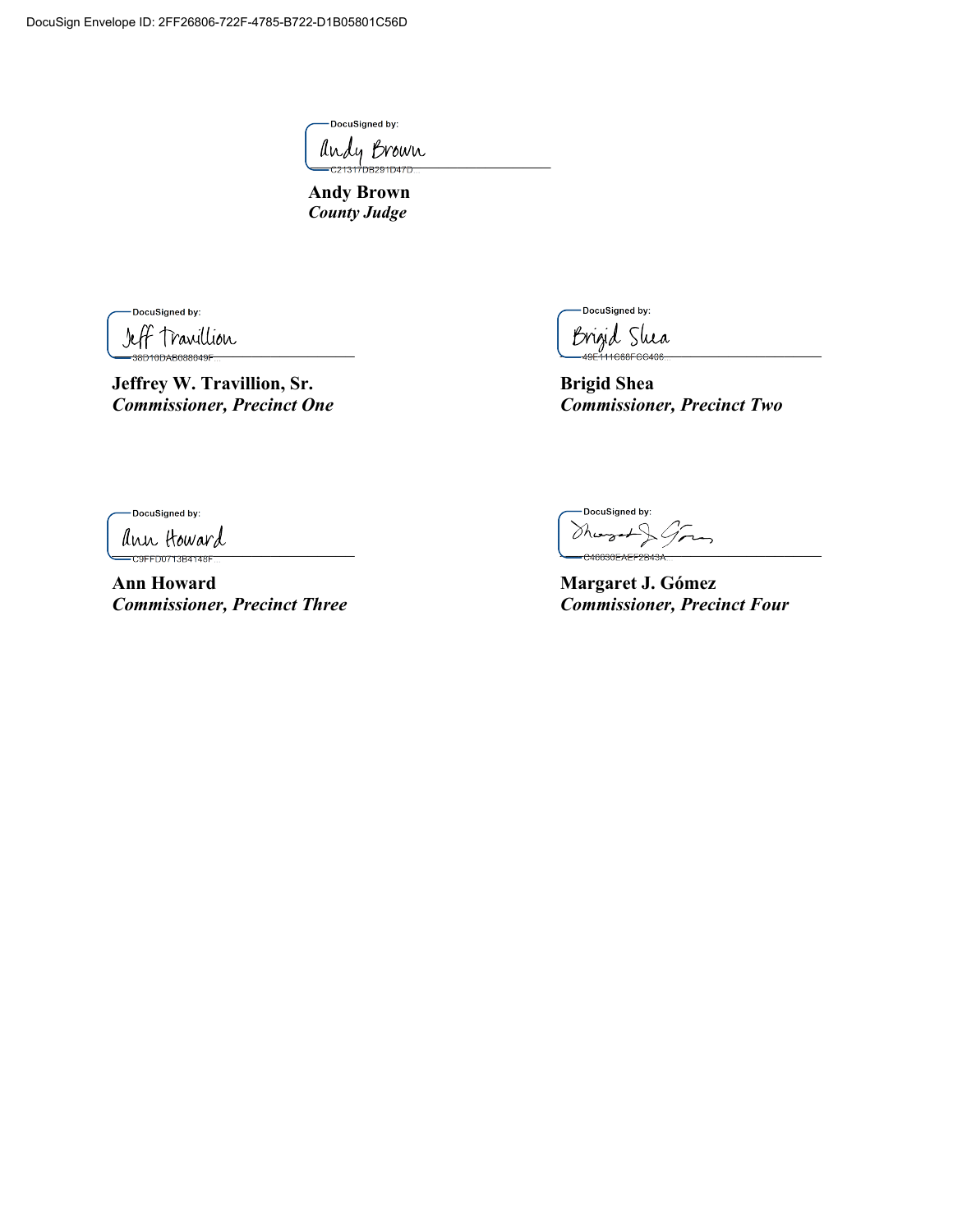DocuSign Envelope ID: 2FF26806-722F-4785-B722-D1B05801C56D

DocuSigned by:

Andy Brown

C21317DB281D47D...

**Andy Brown**
***County Judge***

DocuSigned by:

Jeff Travillion

38D10DAB088849F...

**Jeffrey W. Travillion, Sr.**
***Commissioner, Precinct One***

DocuSigned by:

Brigid Shea

49E111C68FCC406...

**Brigid Shea**
***Commissioner, Precinct Two***

DocuSigned by:

Ann Howard

C9FFD0713B4148F...

**Ann Howard**
***Commissioner, Precinct Three***

DocuSigned by:

C46630EAEF2B43A...

**Margaret J. Gómez**
***Commissioner, Precinct Four***